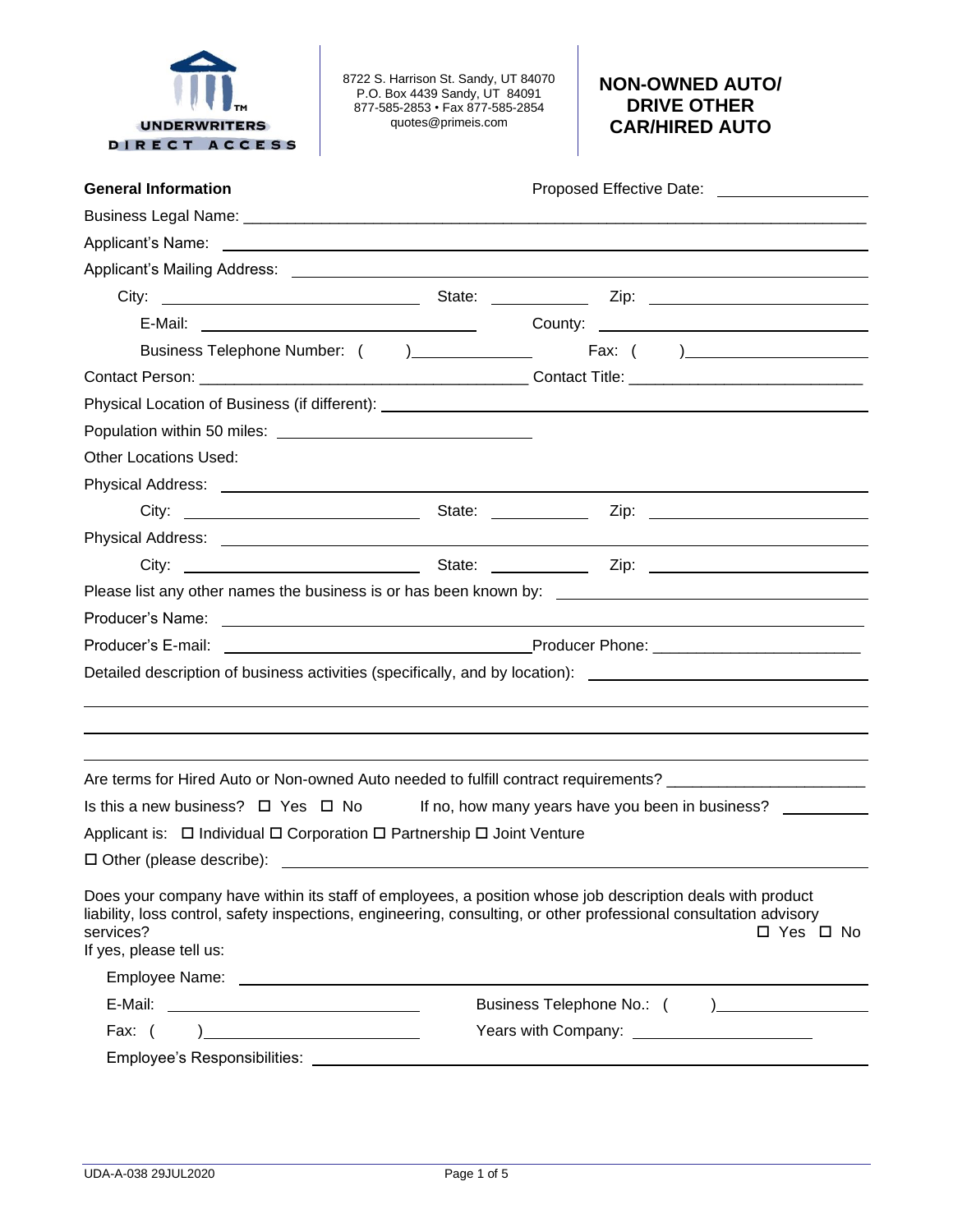UNDERWRITERS DIRECT ACCESS™

8722 S. Harrison St. Sandy, UT 84070
P.O. Box 4439 Sandy, UT 84091
877-585-2853 • Fax 877-585-2854
quotes@primeis.com

# NON-OWNED AUTO/ DRIVE OTHER CAR/HIRED AUTO

**General Information** Proposed Effective Date: ________________

Business Legal Name: ______________________________________________

Applicant's Name: ______________________________________________

Applicant's Mailing Address: ______________________________________________

City: ____________________ State: ________ Zip: ____________

E-Mail: ____________________ County: ____________________

Business Telephone Number: ( ) ____________ Fax: ( ) ____________

Contact Person: ____________________ Contact Title: ____________________

Physical Location of Business (if different): ______________________________________________

Population within 50 miles: ____________________

Other Locations Used:

Physical Address: ______________________________________________

City: ____________________ State: ________ Zip: ____________

Physical Address: ______________________________________________

City: ____________________ State: ________ Zip: ____________

Please list any other names the business is or has been known by: ______________________________

Producer's Name: ______________________________________________

Producer's E-mail: ____________________ Producer Phone: ____________________

Detailed description of business activities (specifically, and by location): ______________________________

______________________________________________

______________________________________________

______________________________________________

Are terms for Hired Auto or Non-owned Auto needed to fulfill contract requirements? ____________________

Is this a new business? ☐ Yes ☐ No If no, how many years have you been in business? ________

Applicant is: ☐ Individual ☐ Corporation ☐ Partnership ☐ Joint Venture

☐ Other (please describe): ______________________________________________

Does your company have within its staff of employees, a position whose job description deals with product liability, loss control, safety inspections, engineering, consulting, or other professional consultation advisory services? ☐ Yes ☐ No

If yes, please tell us:

Employee Name: ______________________________________________

E-Mail: ____________________ Business Telephone No.: ( ) ____________

Fax: ( ) ____________________ Years with Company: ____________________

Employee's Responsibilities: ______________________________________________

UDA-A-038 29JUL2020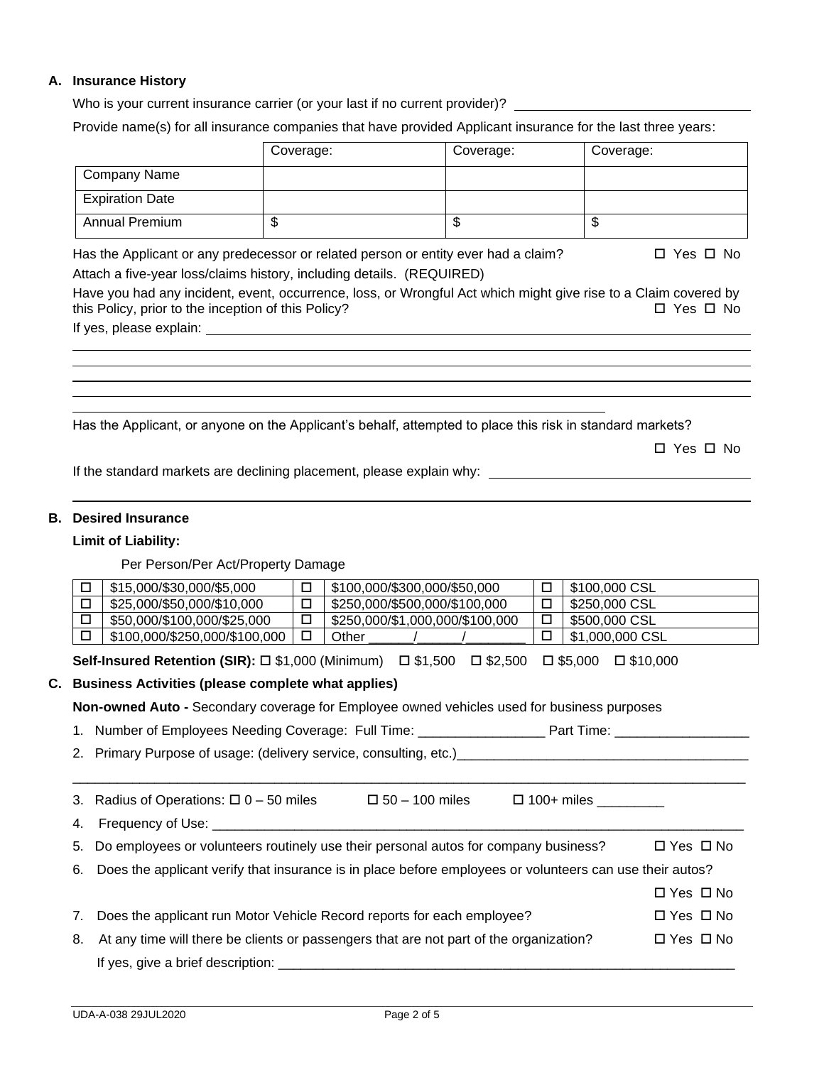## A. Insurance History

Who is your current insurance carrier (or your last if no current provider)? ______________________________

Provide name(s) for all insurance companies that have provided Applicant insurance for the last three years:

| | Coverage: | Coverage: | Coverage: |
|---|---|---|---|
| Company Name | | | |
| Expiration Date | | | |
| Annual Premium | $ | $ | $ |

Has the Applicant or any predecessor or related person or entity ever had a claim? ☐ Yes ☐ No

Attach a five-year loss/claims history, including details. (REQUIRED)

Have you had any incident, event, occurrence, loss, or Wrongful Act which might give rise to a Claim covered by this Policy, prior to the inception of this Policy? ☐ Yes ☐ No

If yes, please explain: ______________________________________________________________________

______________________________________________________________________

______________________________________________________________________

______________________________________________________________________

______________________________________________________________________

______________________________________________________________________

Has the Applicant, or anyone on the Applicant's behalf, attempted to place this risk in standard markets?

☐ Yes ☐ No

If the standard markets are declining placement, please explain why: ______________________________

______________________________________________________________________

## B. Desired Insurance

**Limit of Liability:**

Per Person/Per Act/Property Damage

| | | | | | |
|---|---|---|---|---|---|
| ☐ | $15,000/$30,000/$5,000 | ☐ | $100,000/$300,000/$50,000 | ☐ | $100,000 CSL |
| ☐ | $25,000/$50,000/$10,000 | ☐ | $250,000/$500,000/$100,000 | ☐ | $250,000 CSL |
| ☐ | $50,000/$100,000/$25,000 | ☐ | $250,000/$1,000,000/$100,000 | ☐ | $500,000 CSL |
| ☐ | $100,000/$250,000/$100,000 | ☐ | Other ______/______/________ | ☐ | $1,000,000 CSL |

**Self-Insured Retention (SIR):** ☐ $1,000 (Minimum) ☐ $1,500 ☐ $2,500 ☐ $5,000 ☐ $10,000

## C. Business Activities (please complete what applies)

**Non-owned Auto -** Secondary coverage for Employee owned vehicles used for business purposes

1. Number of Employees Needing Coverage: Full Time: _________________ Part Time: __________________
2. Primary Purpose of usage: (delivery service, consulting, etc.)_______________________________________

______________________________________________________________________

3. Radius of Operations: ☐ 0 – 50 miles ☐ 50 – 100 miles ☐ 100+ miles _________
4. Frequency of Use: ____________________________________________________________________
5. Do employees or volunteers routinely use their personal autos for company business? ☐ Yes ☐ No
6. Does the applicant verify that insurance is in place before employees or volunteers can use their autos? ☐ Yes ☐ No
7. Does the applicant run Motor Vehicle Record reports for each employee? ☐ Yes ☐ No
8. At any time will there be clients or passengers that are not part of the organization? ☐ Yes ☐ No

   If yes, give a brief description: ________________________________________________________

UDA-A-038 29JUL2020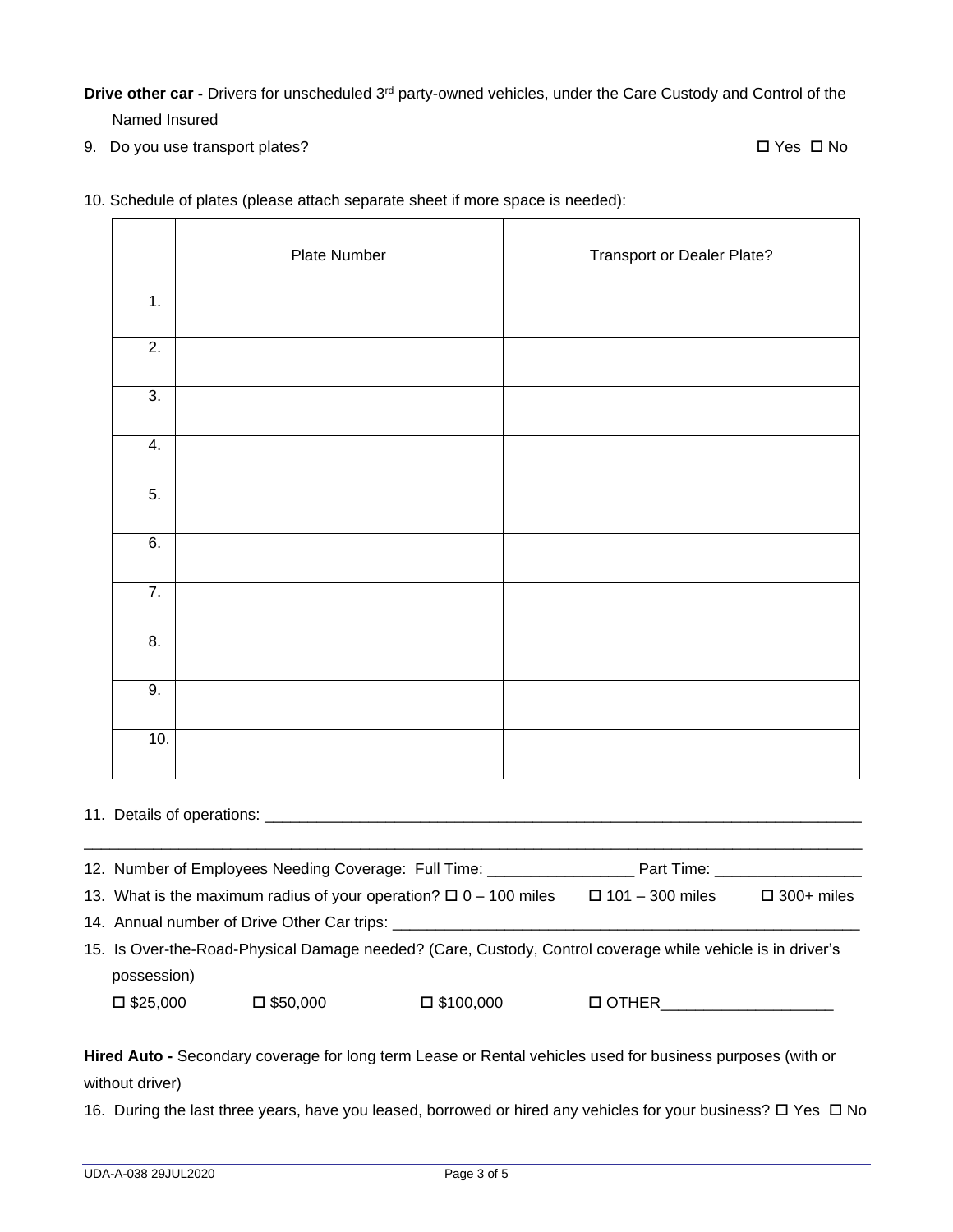**Drive other car -** Drivers for unscheduled 3rd party-owned vehicles, under the Care Custody and Control of the Named Insured

9. Do you use transport plates? ☐ Yes ☐ No

10. Schedule of plates (please attach separate sheet if more space is needed):

| | Plate Number | Transport or Dealer Plate? |
|---|---|---|
| 1. | | |
| 2. | | |
| 3. | | |
| 4. | | |
| 5. | | |
| 6. | | |
| 7. | | |
| 8. | | |
| 9. | | |
| 10. | | |

11. Details of operations: ___________________________________________________________________________

_____________________________________________________________________________________________

12. Number of Employees Needing Coverage: Full Time: _________________ Part Time: _________________

13. What is the maximum radius of your operation? ☐ 0 – 100 miles ☐ 101 – 300 miles ☐ 300+ miles

14. Annual number of Drive Other Car trips: _______________________________________________________

15. Is Over-the-Road-Physical Damage needed? (Care, Custody, Control coverage while vehicle is in driver's possession)

☐ $25,000 ☐ $50,000 ☐ $100,000 ☐ OTHER____________________

**Hired Auto -** Secondary coverage for long term Lease or Rental vehicles used for business purposes (with or without driver)

16. During the last three years, have you leased, borrowed or hired any vehicles for your business? ☐ Yes ☐ No

UDA-A-038 29JUL2020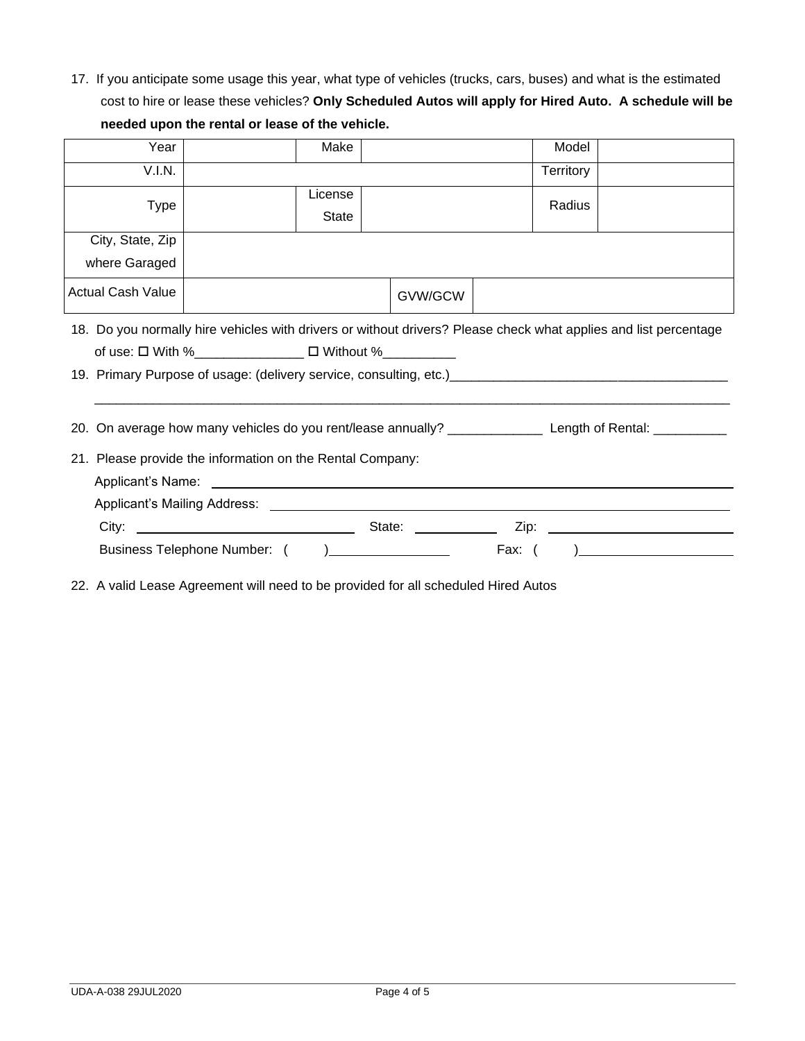17. If you anticipate some usage this year, what type of vehicles (trucks, cars, buses) and what is the estimated cost to hire or lease these vehicles? **Only Scheduled Autos will apply for Hired Auto. A schedule will be needed upon the rental or lease of the vehicle.**

| Year | | Make | | | Model | |
|---|---|---|---|---|---|---|
| V.I.N. | | | | | Territory | |
| Type | | License State | | | Radius | |
| City, State, Zip where Garaged | | | | | | |
| Actual Cash Value | | | GVW/GCW | | | |

18. Do you normally hire vehicles with drivers or without drivers? Please check what applies and list percentage of use: ☐ With %_______________ ☐ Without %__________

19. Primary Purpose of usage: (delivery service, consulting, etc.)______________________________________

_____________________________________________________________________________________________

20. On average how many vehicles do you rent/lease annually? _____________ Length of Rental: __________

21. Please provide the information on the Rental Company:

    Applicant's Name: ______________________________________________________________

    Applicant's Mailing Address: ______________________________________________________

    City: ____________________________ State: ___________ Zip: ______________________

    Business Telephone Number: (     )________________ Fax: (     )_____________________

22. A valid Lease Agreement will need to be provided for all scheduled Hired Autos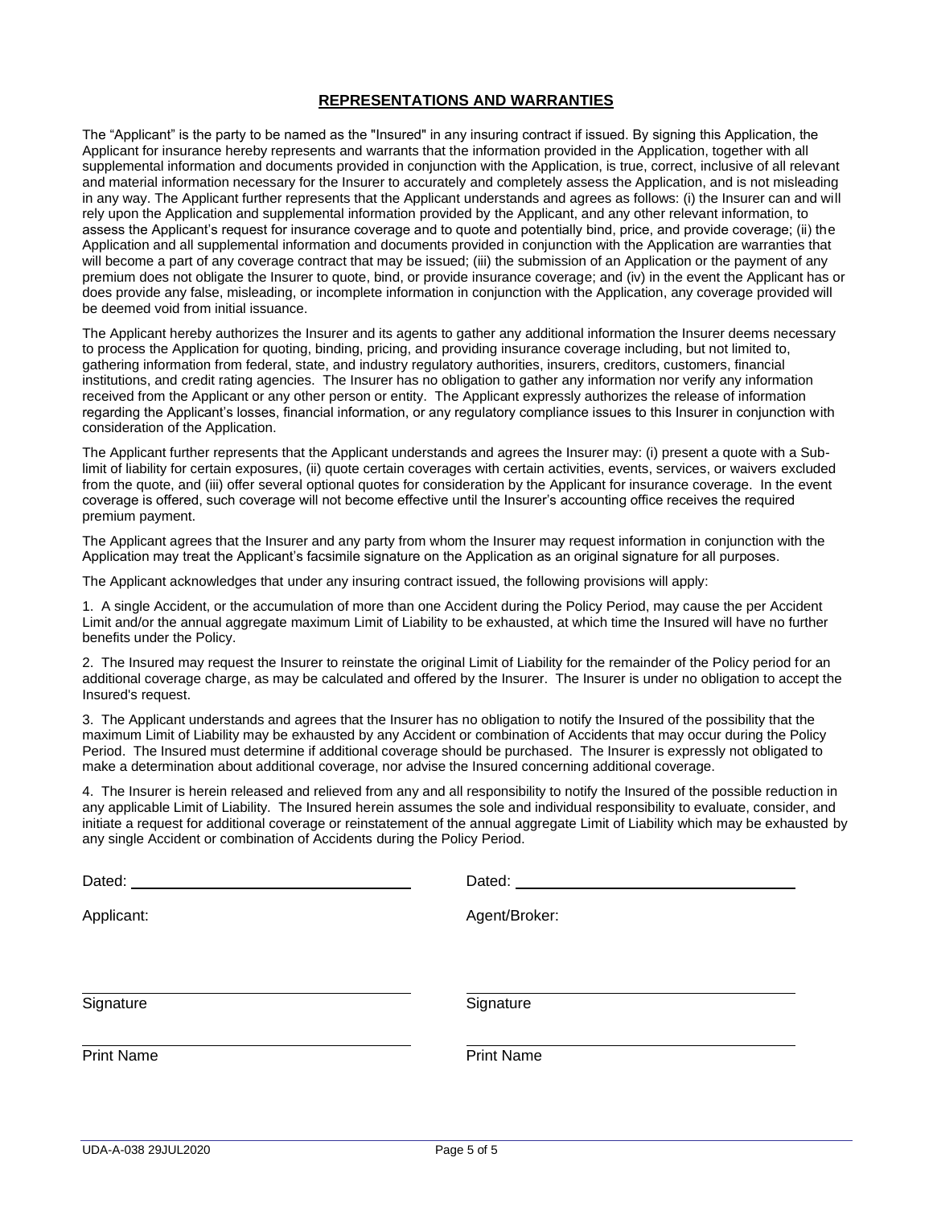## REPRESENTATIONS AND WARRANTIES

The "Applicant" is the party to be named as the "Insured" in any insuring contract if issued. By signing this Application, the Applicant for insurance hereby represents and warrants that the information provided in the Application, together with all supplemental information and documents provided in conjunction with the Application, is true, correct, inclusive of all relevant and material information necessary for the Insurer to accurately and completely assess the Application, and is not misleading in any way. The Applicant further represents that the Applicant understands and agrees as follows: (i) the Insurer can and will rely upon the Application and supplemental information provided by the Applicant, and any other relevant information, to assess the Applicant's request for insurance coverage and to quote and potentially bind, price, and provide coverage; (ii) the Application and all supplemental information and documents provided in conjunction with the Application are warranties that will become a part of any coverage contract that may be issued; (iii) the submission of an Application or the payment of any premium does not obligate the Insurer to quote, bind, or provide insurance coverage; and (iv) in the event the Applicant has or does provide any false, misleading, or incomplete information in conjunction with the Application, any coverage provided will be deemed void from initial issuance.

The Applicant hereby authorizes the Insurer and its agents to gather any additional information the Insurer deems necessary to process the Application for quoting, binding, pricing, and providing insurance coverage including, but not limited to, gathering information from federal, state, and industry regulatory authorities, insurers, creditors, customers, financial institutions, and credit rating agencies. The Insurer has no obligation to gather any information nor verify any information received from the Applicant or any other person or entity. The Applicant expressly authorizes the release of information regarding the Applicant's losses, financial information, or any regulatory compliance issues to this Insurer in conjunction with consideration of the Application.

The Applicant further represents that the Applicant understands and agrees the Insurer may: (i) present a quote with a Sub-limit of liability for certain exposures, (ii) quote certain coverages with certain activities, events, services, or waivers excluded from the quote, and (iii) offer several optional quotes for consideration by the Applicant for insurance coverage. In the event coverage is offered, such coverage will not become effective until the Insurer's accounting office receives the required premium payment.

The Applicant agrees that the Insurer and any party from whom the Insurer may request information in conjunction with the Application may treat the Applicant's facsimile signature on the Application as an original signature for all purposes.

The Applicant acknowledges that under any insuring contract issued, the following provisions will apply:

1. A single Accident, or the accumulation of more than one Accident during the Policy Period, may cause the per Accident Limit and/or the annual aggregate maximum Limit of Liability to be exhausted, at which time the Insured will have no further benefits under the Policy.

2. The Insured may request the Insurer to reinstate the original Limit of Liability for the remainder of the Policy period for an additional coverage charge, as may be calculated and offered by the Insurer. The Insurer is under no obligation to accept the Insured's request.

3. The Applicant understands and agrees that the Insurer has no obligation to notify the Insured of the possibility that the maximum Limit of Liability may be exhausted by any Accident or combination of Accidents that may occur during the Policy Period. The Insured must determine if additional coverage should be purchased. The Insurer is expressly not obligated to make a determination about additional coverage, nor advise the Insured concerning additional coverage.

4. The Insurer is herein released and relieved from any and all responsibility to notify the Insured of the possible reduction in any applicable Limit of Liability. The Insured herein assumes the sole and individual responsibility to evaluate, consider, and initiate a request for additional coverage or reinstatement of the annual aggregate Limit of Liability which may be exhausted by any single Accident or combination of Accidents during the Policy Period.

Dated: ______________________________

Applicant:

______________________________
Signature

______________________________
Print Name

Dated: ______________________________

Agent/Broker:

______________________________
Signature

______________________________
Print Name

UDA-A-038 29JUL2020